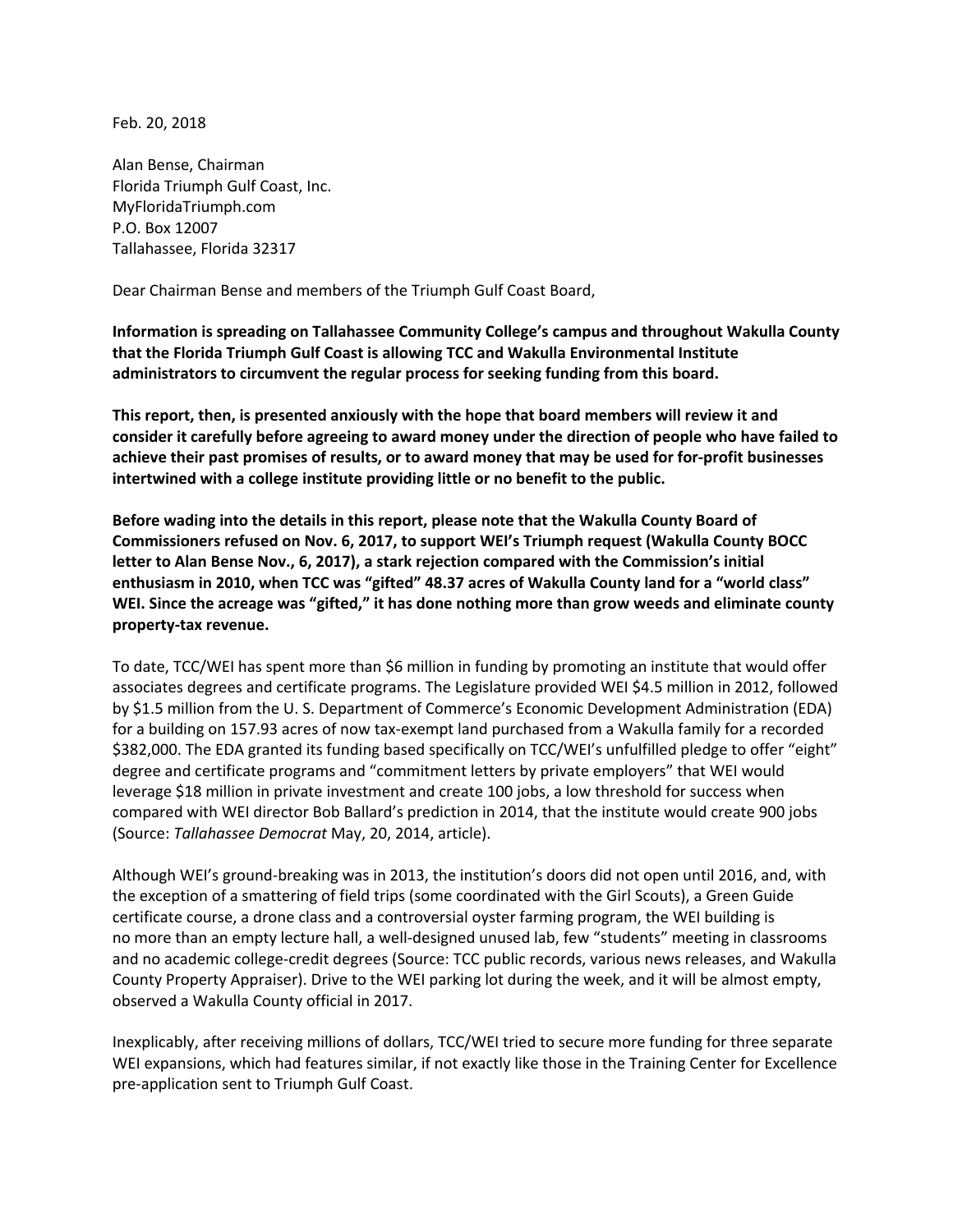Feb. 20, 2018

Alan Bense, Chairman
Florida Triumph Gulf Coast, Inc.
MyFloridaTriumph.com
P.O. Box 12007
Tallahassee, Florida 32317

Dear Chairman Bense and members of the Triumph Gulf Coast Board,

**Information is spreading on Tallahassee Community College's campus and throughout Wakulla County that the Florida Triumph Gulf Coast is allowing TCC and Wakulla Environmental Institute administrators to circumvent the regular process for seeking funding from this board.**

**This report, then, is presented anxiously with the hope that board members will review it and consider it carefully before agreeing to award money under the direction of people who have failed to achieve their past promises of results, or to award money that may be used for for-profit businesses intertwined with a college institute providing little or no benefit to the public.**

**Before wading into the details in this report, please note that the Wakulla County Board of Commissioners refused on Nov. 6, 2017, to support WEI's Triumph request (Wakulla County BOCC letter to Alan Bense Nov., 6, 2017), a stark rejection compared with the Commission's initial enthusiasm in 2010, when TCC was "gifted" 48.37 acres of Wakulla County land for a "world class" WEI. Since the acreage was "gifted," it has done nothing more than grow weeds and eliminate county property-tax revenue.**

To date, TCC/WEI has spent more than $6 million in funding by promoting an institute that would offer associates degrees and certificate programs. The Legislature provided WEI $4.5 million in 2012, followed by $1.5 million from the U. S. Department of Commerce's Economic Development Administration (EDA) for a building on 157.93 acres of now tax-exempt land purchased from a Wakulla family for a recorded $382,000. The EDA granted its funding based specifically on TCC/WEI's unfulfilled pledge to offer "eight" degree and certificate programs and "commitment letters by private employers" that WEI would leverage $18 million in private investment and create 100 jobs, a low threshold for success when compared with WEI director Bob Ballard's prediction in 2014, that the institute would create 900 jobs (Source: *Tallahassee Democrat* May, 20, 2014, article).

Although WEI's ground-breaking was in 2013, the institution's doors did not open until 2016, and, with the exception of a smattering of field trips (some coordinated with the Girl Scouts), a Green Guide certificate course, a drone class and a controversial oyster farming program, the WEI building is no more than an empty lecture hall, a well-designed unused lab, few "students" meeting in classrooms and no academic college-credit degrees (Source: TCC public records, various news releases, and Wakulla County Property Appraiser). Drive to the WEI parking lot during the week, and it will be almost empty, observed a Wakulla County official in 2017.

Inexplicably, after receiving millions of dollars, TCC/WEI tried to secure more funding for three separate WEI expansions, which had features similar, if not exactly like those in the Training Center for Excellence pre-application sent to Triumph Gulf Coast.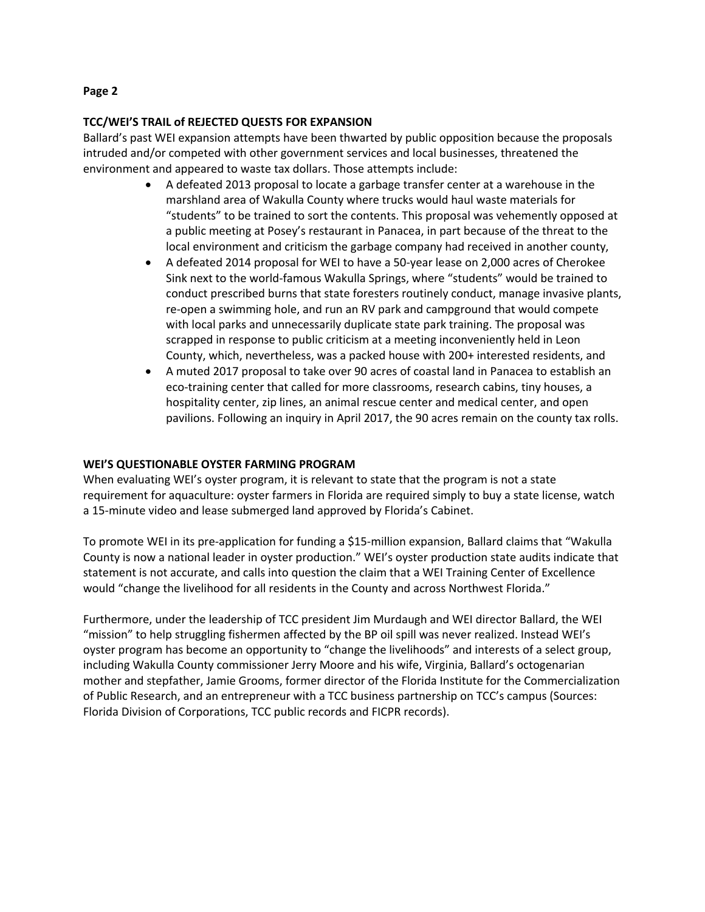**TCC/WEI'S TRAIL of REJECTED QUESTS FOR EXPANSION**

Ballard's past WEI expansion attempts have been thwarted by public opposition because the proposals intruded and/or competed with other government services and local businesses, threatened the environment and appeared to waste tax dollars. Those attempts include:

- A defeated 2013 proposal to locate a garbage transfer center at a warehouse in the marshland area of Wakulla County where trucks would haul waste materials for "students" to be trained to sort the contents. This proposal was vehemently opposed at a public meeting at Posey's restaurant in Panacea, in part because of the threat to the local environment and criticism the garbage company had received in another county,
- A defeated 2014 proposal for WEI to have a 50-year lease on 2,000 acres of Cherokee Sink next to the world-famous Wakulla Springs, where "students" would be trained to conduct prescribed burns that state foresters routinely conduct, manage invasive plants, re-open a swimming hole, and run an RV park and campground that would compete with local parks and unnecessarily duplicate state park training. The proposal was scrapped in response to public criticism at a meeting inconveniently held in Leon County, which, nevertheless, was a packed house with 200+ interested residents, and
- A muted 2017 proposal to take over 90 acres of coastal land in Panacea to establish an eco-training center that called for more classrooms, research cabins, tiny houses, a hospitality center, zip lines, an animal rescue center and medical center, and open pavilions. Following an inquiry in April 2017, the 90 acres remain on the county tax rolls.

**WEI'S QUESTIONABLE OYSTER FARMING PROGRAM**

When evaluating WEI's oyster program, it is relevant to state that the program is not a state requirement for aquaculture: oyster farmers in Florida are required simply to buy a state license, watch a 15-minute video and lease submerged land approved by Florida's Cabinet.

To promote WEI in its pre-application for funding a $15-million expansion, Ballard claims that "Wakulla County is now a national leader in oyster production." WEI's oyster production state audits indicate that statement is not accurate, and calls into question the claim that a WEI Training Center of Excellence would "change the livelihood for all residents in the County and across Northwest Florida."

Furthermore, under the leadership of TCC president Jim Murdaugh and WEI director Ballard, the WEI "mission" to help struggling fishermen affected by the BP oil spill was never realized. Instead WEI's oyster program has become an opportunity to "change the livelihoods" and interests of a select group, including Wakulla County commissioner Jerry Moore and his wife, Virginia, Ballard's octogenarian mother and stepfather, Jamie Grooms, former director of the Florida Institute for the Commercialization of Public Research, and an entrepreneur with a TCC business partnership on TCC's campus (Sources: Florida Division of Corporations, TCC public records and FICPR records).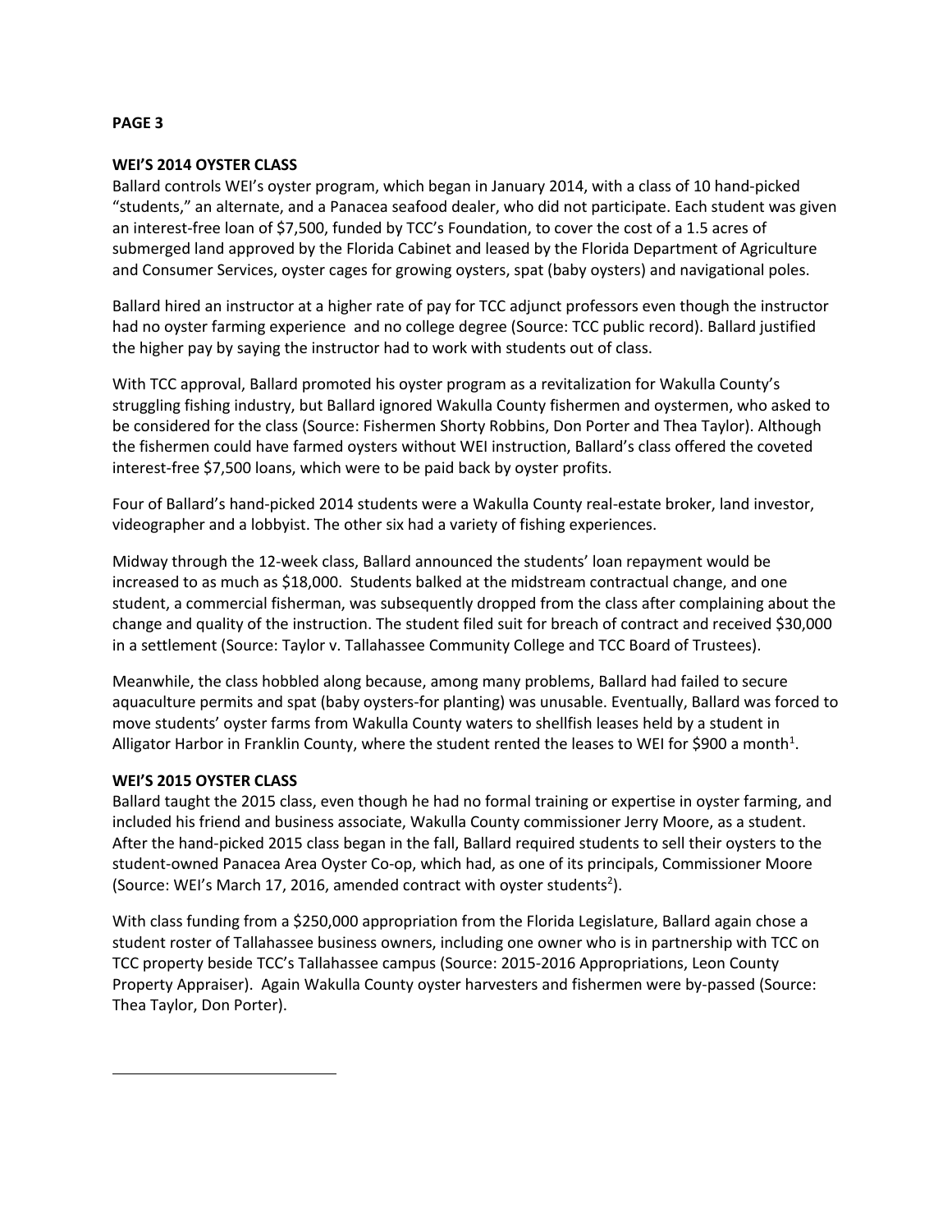**PAGE 3**

**WEI'S 2014 OYSTER CLASS**

Ballard controls WEI's oyster program, which began in January 2014, with a class of 10 hand-picked "students," an alternate, and a Panacea seafood dealer, who did not participate. Each student was given an interest-free loan of $7,500, funded by TCC's Foundation, to cover the cost of a 1.5 acres of submerged land approved by the Florida Cabinet and leased by the Florida Department of Agriculture and Consumer Services, oyster cages for growing oysters, spat (baby oysters) and navigational poles.

Ballard hired an instructor at a higher rate of pay for TCC adjunct professors even though the instructor had no oyster farming experience and no college degree (Source: TCC public record). Ballard justified the higher pay by saying the instructor had to work with students out of class.

With TCC approval, Ballard promoted his oyster program as a revitalization for Wakulla County's struggling fishing industry, but Ballard ignored Wakulla County fishermen and oystermen, who asked to be considered for the class (Source: Fishermen Shorty Robbins, Don Porter and Thea Taylor). Although the fishermen could have farmed oysters without WEI instruction, Ballard's class offered the coveted interest-free $7,500 loans, which were to be paid back by oyster profits.

Four of Ballard's hand-picked 2014 students were a Wakulla County real-estate broker, land investor, videographer and a lobbyist. The other six had a variety of fishing experiences.

Midway through the 12-week class, Ballard announced the students' loan repayment would be increased to as much as $18,000. Students balked at the midstream contractual change, and one student, a commercial fisherman, was subsequently dropped from the class after complaining about the change and quality of the instruction. The student filed suit for breach of contract and received $30,000 in a settlement (Source: Taylor v. Tallahassee Community College and TCC Board of Trustees).

Meanwhile, the class hobbled along because, among many problems, Ballard had failed to secure aquaculture permits and spat (baby oysters-for planting) was unusable. Eventually, Ballard was forced to move students' oyster farms from Wakulla County waters to shellfish leases held by a student in Alligator Harbor in Franklin County, where the student rented the leases to WEI for $900 a month[1].

**WEI'S 2015 OYSTER CLASS**

Ballard taught the 2015 class, even though he had no formal training or expertise in oyster farming, and included his friend and business associate, Wakulla County commissioner Jerry Moore, as a student. After the hand-picked 2015 class began in the fall, Ballard required students to sell their oysters to the student-owned Panacea Area Oyster Co-op, which had, as one of its principals, Commissioner Moore (Source: WEI's March 17, 2016, amended contract with oyster students[2]).

With class funding from a $250,000 appropriation from the Florida Legislature, Ballard again chose a student roster of Tallahassee business owners, including one owner who is in partnership with TCC on TCC property beside TCC's Tallahassee campus (Source: 2015-2016 Appropriations, Leon County Property Appraiser). Again Wakulla County oyster harvesters and fishermen were by-passed (Source: Thea Taylor, Don Porter).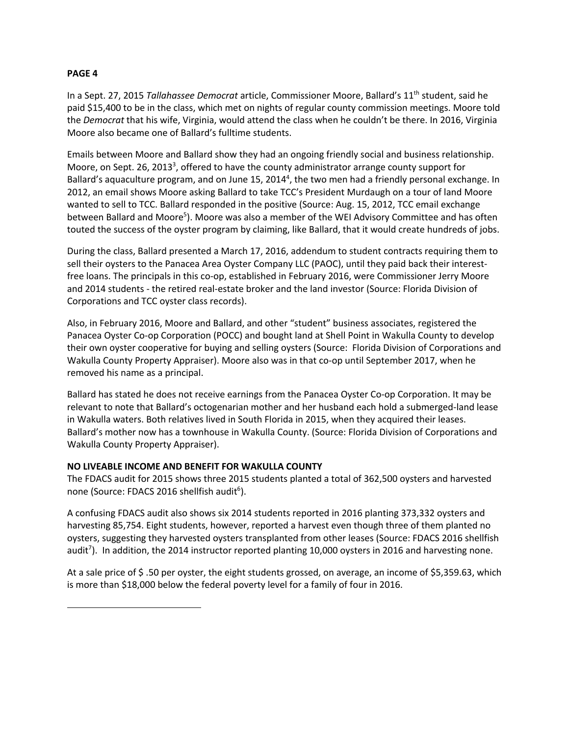**PAGE 4**

In a Sept. 27, 2015 *Tallahassee Democrat* article, Commissioner Moore, Ballard's 11th student, said he paid $15,400 to be in the class, which met on nights of regular county commission meetings. Moore told the *Democrat* that his wife, Virginia, would attend the class when he couldn't be there. In 2016, Virginia Moore also became one of Ballard's fulltime students.

Emails between Moore and Ballard show they had an ongoing friendly social and business relationship. Moore, on Sept. 26, 2013[3], offered to have the county administrator arrange county support for Ballard's aquaculture program, and on June 15, 2014[4], the two men had a friendly personal exchange. In 2012, an email shows Moore asking Ballard to take TCC's President Murdaugh on a tour of land Moore wanted to sell to TCC. Ballard responded in the positive (Source: Aug. 15, 2012, TCC email exchange between Ballard and Moore[5]). Moore was also a member of the WEI Advisory Committee and has often touted the success of the oyster program by claiming, like Ballard, that it would create hundreds of jobs.

During the class, Ballard presented a March 17, 2016, addendum to student contracts requiring them to sell their oysters to the Panacea Area Oyster Company LLC (PAOC), until they paid back their interest-free loans. The principals in this co-op, established in February 2016, were Commissioner Jerry Moore and 2014 students - the retired real-estate broker and the land investor (Source: Florida Division of Corporations and TCC oyster class records).

Also, in February 2016, Moore and Ballard, and other "student" business associates, registered the Panacea Oyster Co-op Corporation (POCC) and bought land at Shell Point in Wakulla County to develop their own oyster cooperative for buying and selling oysters (Source: Florida Division of Corporations and Wakulla County Property Appraiser). Moore also was in that co-op until September 2017, when he removed his name as a principal.

Ballard has stated he does not receive earnings from the Panacea Oyster Co-op Corporation. It may be relevant to note that Ballard's octogenarian mother and her husband each hold a submerged-land lease in Wakulla waters. Both relatives lived in South Florida in 2015, when they acquired their leases. Ballard's mother now has a townhouse in Wakulla County. (Source: Florida Division of Corporations and Wakulla County Property Appraiser).

**NO LIVEABLE INCOME AND BENEFIT FOR WAKULLA COUNTY**

The FDACS audit for 2015 shows three 2015 students planted a total of 362,500 oysters and harvested none (Source: FDACS 2016 shellfish audit[6]).

A confusing FDACS audit also shows six 2014 students reported in 2016 planting 373,332 oysters and harvesting 85,754. Eight students, however, reported a harvest even though three of them planted no oysters, suggesting they harvested oysters transplanted from other leases (Source: FDACS 2016 shellfish audit[7]). In addition, the 2014 instructor reported planting 10,000 oysters in 2016 and harvesting none.

At a sale price of $ .50 per oyster, the eight students grossed, on average, an income of $5,359.63, which is more than $18,000 below the federal poverty level for a family of four in 2016.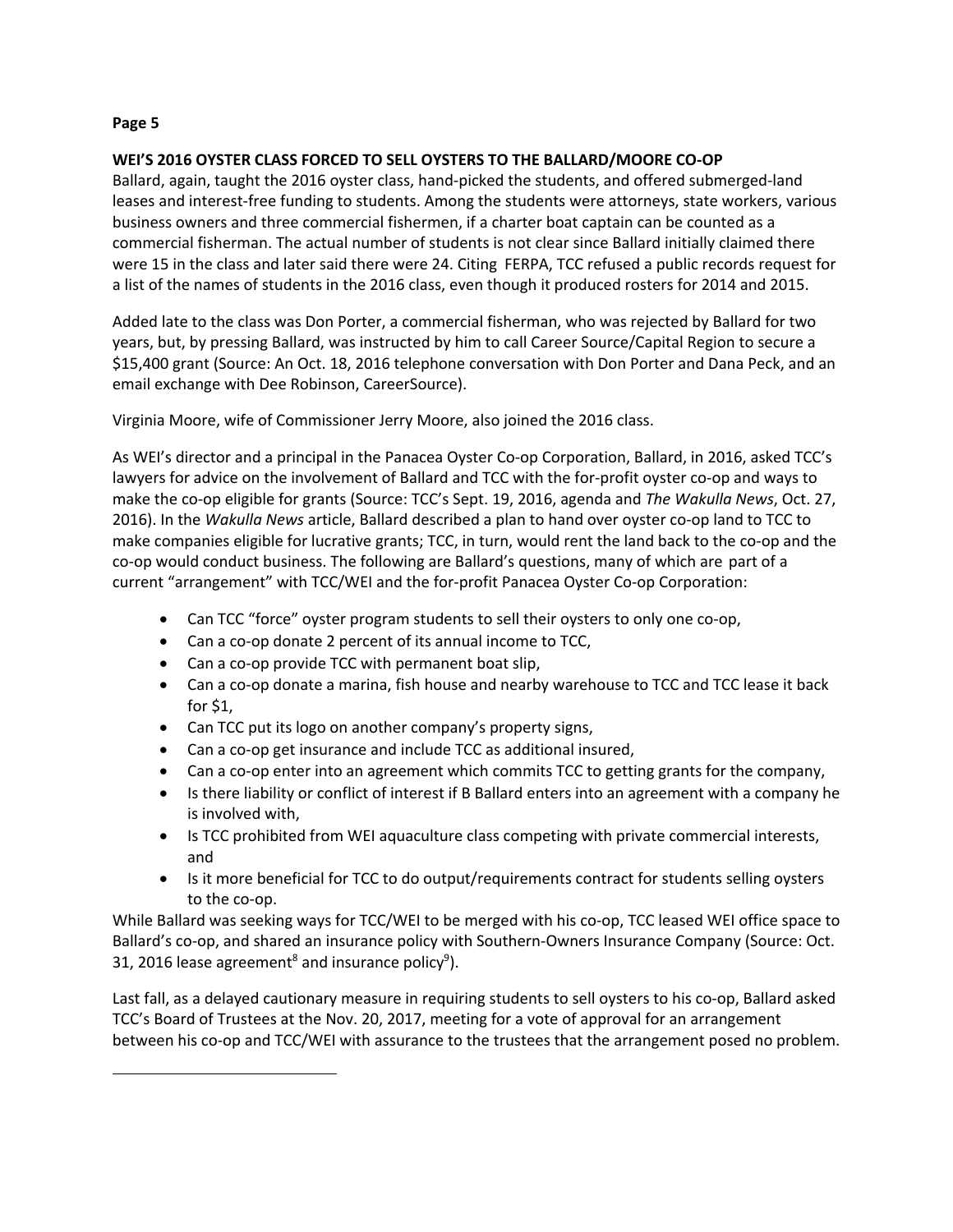**WEI'S 2016 OYSTER CLASS FORCED TO SELL OYSTERS TO THE BALLARD/MOORE CO-OP**

Ballard, again, taught the 2016 oyster class, hand-picked the students, and offered submerged-land leases and interest-free funding to students. Among the students were attorneys, state workers, various business owners and three commercial fishermen, if a charter boat captain can be counted as a commercial fisherman. The actual number of students is not clear since Ballard initially claimed there were 15 in the class and later said there were 24. Citing FERPA, TCC refused a public records request for a list of the names of students in the 2016 class, even though it produced rosters for 2014 and 2015.

Added late to the class was Don Porter, a commercial fisherman, who was rejected by Ballard for two years, but, by pressing Ballard, was instructed by him to call Career Source/Capital Region to secure a $15,400 grant (Source: An Oct. 18, 2016 telephone conversation with Don Porter and Dana Peck, and an email exchange with Dee Robinson, CareerSource).

Virginia Moore, wife of Commissioner Jerry Moore, also joined the 2016 class.

As WEI's director and a principal in the Panacea Oyster Co-op Corporation, Ballard, in 2016, asked TCC's lawyers for advice on the involvement of Ballard and TCC with the for-profit oyster co-op and ways to make the co-op eligible for grants (Source: TCC's Sept. 19, 2016, agenda and *The Wakulla News*, Oct. 27, 2016). In the *Wakulla News* article, Ballard described a plan to hand over oyster co-op land to TCC to make companies eligible for lucrative grants; TCC, in turn, would rent the land back to the co-op and the co-op would conduct business. The following are Ballard's questions, many of which are part of a current "arrangement" with TCC/WEI and the for-profit Panacea Oyster Co-op Corporation:

- Can TCC "force" oyster program students to sell their oysters to only one co-op,
- Can a co-op donate 2 percent of its annual income to TCC,
- Can a co-op provide TCC with permanent boat slip,
- Can a co-op donate a marina, fish house and nearby warehouse to TCC and TCC lease it back for $1,
- Can TCC put its logo on another company's property signs,
- Can a co-op get insurance and include TCC as additional insured,
- Can a co-op enter into an agreement which commits TCC to getting grants for the company,
- Is there liability or conflict of interest if B Ballard enters into an agreement with a company he is involved with,
- Is TCC prohibited from WEI aquaculture class competing with private commercial interests, and
- Is it more beneficial for TCC to do output/requirements contract for students selling oysters to the co-op.

While Ballard was seeking ways for TCC/WEI to be merged with his co-op, TCC leased WEI office space to Ballard's co-op, and shared an insurance policy with Southern-Owners Insurance Company (Source: Oct. 31, 2016 lease agreement[8] and insurance policy[9]).

Last fall, as a delayed cautionary measure in requiring students to sell oysters to his co-op, Ballard asked TCC's Board of Trustees at the Nov. 20, 2017, meeting for a vote of approval for an arrangement between his co-op and TCC/WEI with assurance to the trustees that the arrangement posed no problem.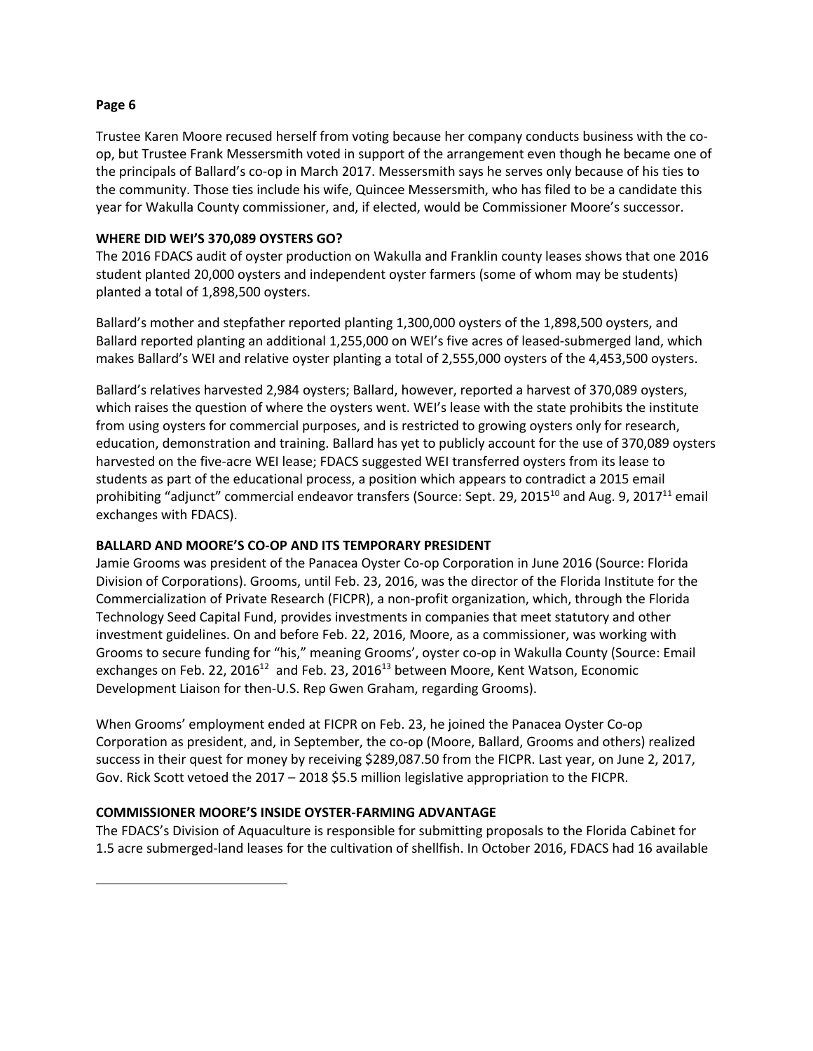Trustee Karen Moore recused herself from voting because her company conducts business with the co-op, but Trustee Frank Messersmith voted in support of the arrangement even though he became one of the principals of Ballard's co-op in March 2017. Messersmith says he serves only because of his ties to the community. Those ties include his wife, Quincee Messersmith, who has filed to be a candidate this year for Wakulla County commissioner, and, if elected, would be Commissioner Moore's successor.

**WHERE DID WEI'S 370,089 OYSTERS GO?**

The 2016 FDACS audit of oyster production on Wakulla and Franklin county leases shows that one 2016 student planted 20,000 oysters and independent oyster farmers (some of whom may be students) planted a total of 1,898,500 oysters.

Ballard's mother and stepfather reported planting 1,300,000 oysters of the 1,898,500 oysters, and Ballard reported planting an additional 1,255,000 on WEI's five acres of leased-submerged land, which makes Ballard's WEI and relative oyster planting a total of 2,555,000 oysters of the 4,453,500 oysters.

Ballard's relatives harvested 2,984 oysters; Ballard, however, reported a harvest of 370,089 oysters, which raises the question of where the oysters went. WEI's lease with the state prohibits the institute from using oysters for commercial purposes, and is restricted to growing oysters only for research, education, demonstration and training. Ballard has yet to publicly account for the use of 370,089 oysters harvested on the five-acre WEI lease; FDACS suggested WEI transferred oysters from its lease to students as part of the educational process, a position which appears to contradict a 2015 email prohibiting "adjunct" commercial endeavor transfers (Source: Sept. 29, 2015[10] and Aug. 9, 2017[11] email exchanges with FDACS).

**BALLARD AND MOORE'S CO-OP AND ITS TEMPORARY PRESIDENT**

Jamie Grooms was president of the Panacea Oyster Co-op Corporation in June 2016 (Source: Florida Division of Corporations). Grooms, until Feb. 23, 2016, was the director of the Florida Institute for the Commercialization of Private Research (FICPR), a non-profit organization, which, through the Florida Technology Seed Capital Fund, provides investments in companies that meet statutory and other investment guidelines. On and before Feb. 22, 2016, Moore, as a commissioner, was working with Grooms to secure funding for "his," meaning Grooms', oyster co-op in Wakulla County (Source: Email exchanges on Feb. 22, 2016[12] and Feb. 23, 2016[13] between Moore, Kent Watson, Economic Development Liaison for then-U.S. Rep Gwen Graham, regarding Grooms).

When Grooms' employment ended at FICPR on Feb. 23, he joined the Panacea Oyster Co-op Corporation as president, and, in September, the co-op (Moore, Ballard, Grooms and others) realized success in their quest for money by receiving $289,087.50 from the FICPR. Last year, on June 2, 2017, Gov. Rick Scott vetoed the 2017 – 2018 $5.5 million legislative appropriation to the FICPR.

**COMMISSIONER MOORE'S INSIDE OYSTER-FARMING ADVANTAGE**

The FDACS's Division of Aquaculture is responsible for submitting proposals to the Florida Cabinet for 1.5 acre submerged-land leases for the cultivation of shellfish. In October 2016, FDACS had 16 available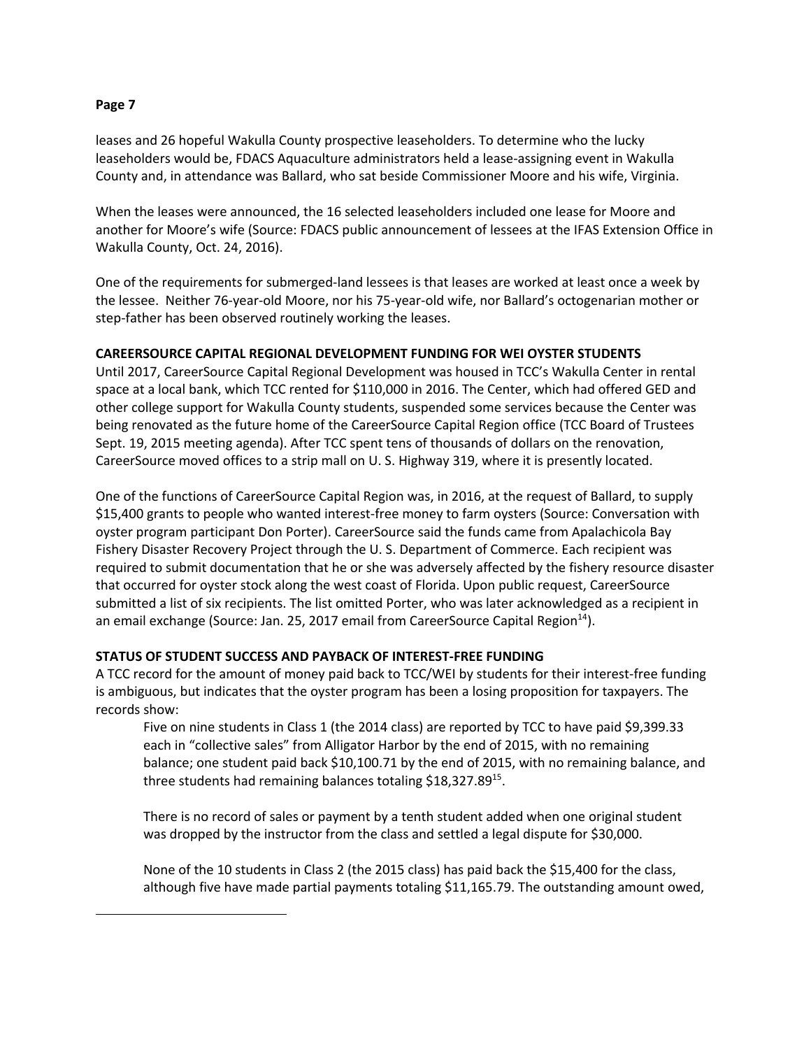leases and 26 hopeful Wakulla County prospective leaseholders. To determine who the lucky leaseholders would be, FDACS Aquaculture administrators held a lease-assigning event in Wakulla County and, in attendance was Ballard, who sat beside Commissioner Moore and his wife, Virginia.

When the leases were announced, the 16 selected leaseholders included one lease for Moore and another for Moore's wife (Source: FDACS public announcement of lessees at the IFAS Extension Office in Wakulla County, Oct. 24, 2016).

One of the requirements for submerged-land lessees is that leases are worked at least once a week by the lessee. Neither 76-year-old Moore, nor his 75-year-old wife, nor Ballard's octogenarian mother or step-father has been observed routinely working the leases.

**CAREERSOURCE CAPITAL REGIONAL DEVELOPMENT FUNDING FOR WEI OYSTER STUDENTS**

Until 2017, CareerSource Capital Regional Development was housed in TCC's Wakulla Center in rental space at a local bank, which TCC rented for $110,000 in 2016. The Center, which had offered GED and other college support for Wakulla County students, suspended some services because the Center was being renovated as the future home of the CareerSource Capital Region office (TCC Board of Trustees Sept. 19, 2015 meeting agenda). After TCC spent tens of thousands of dollars on the renovation, CareerSource moved offices to a strip mall on U. S. Highway 319, where it is presently located.

One of the functions of CareerSource Capital Region was, in 2016, at the request of Ballard, to supply $15,400 grants to people who wanted interest-free money to farm oysters (Source: Conversation with oyster program participant Don Porter). CareerSource said the funds came from Apalachicola Bay Fishery Disaster Recovery Project through the U. S. Department of Commerce. Each recipient was required to submit documentation that he or she was adversely affected by the fishery resource disaster that occurred for oyster stock along the west coast of Florida. Upon public request, CareerSource submitted a list of six recipients. The list omitted Porter, who was later acknowledged as a recipient in an email exchange (Source: Jan. 25, 2017 email from CareerSource Capital Region[14]).

**STATUS OF STUDENT SUCCESS AND PAYBACK OF INTEREST-FREE FUNDING**

A TCC record for the amount of money paid back to TCC/WEI by students for their interest-free funding is ambiguous, but indicates that the oyster program has been a losing proposition for taxpayers. The records show:

> Five on nine students in Class 1 (the 2014 class) are reported by TCC to have paid $9,399.33 each in "collective sales" from Alligator Harbor by the end of 2015, with no remaining balance; one student paid back $10,100.71 by the end of 2015, with no remaining balance, and three students had remaining balances totaling $18,327.89[15].
>
> There is no record of sales or payment by a tenth student added when one original student was dropped by the instructor from the class and settled a legal dispute for $30,000.
>
> None of the 10 students in Class 2 (the 2015 class) has paid back the $15,400 for the class, although five have made partial payments totaling $11,165.79. The outstanding amount owed,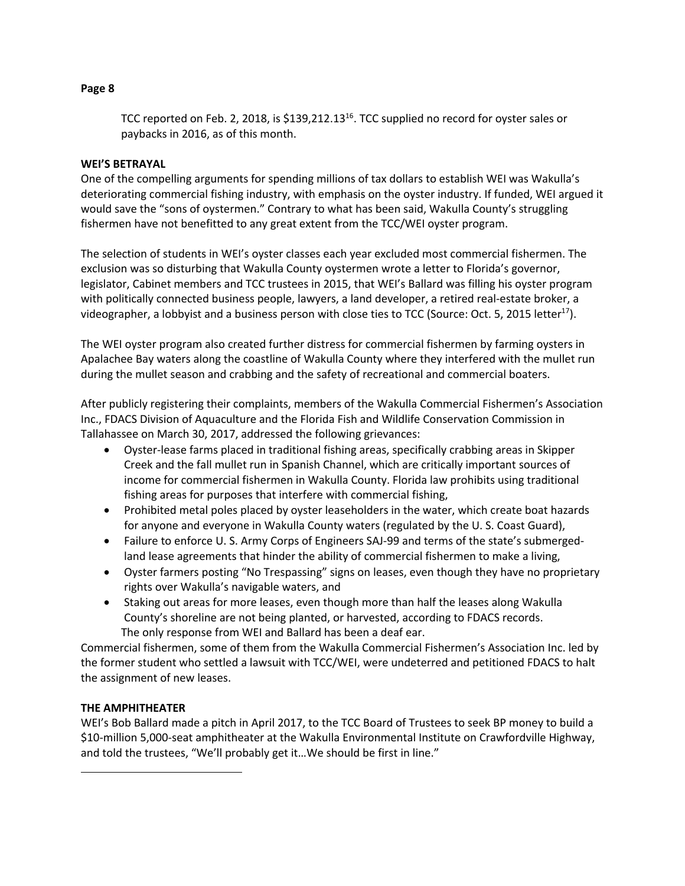TCC reported on Feb. 2, 2018, is $139,212.13[16]. TCC supplied no record for oyster sales or paybacks in 2016, as of this month.

**WEI'S BETRAYAL**

One of the compelling arguments for spending millions of tax dollars to establish WEI was Wakulla's deteriorating commercial fishing industry, with emphasis on the oyster industry. If funded, WEI argued it would save the "sons of oystermen." Contrary to what has been said, Wakulla County's struggling fishermen have not benefitted to any great extent from the TCC/WEI oyster program.

The selection of students in WEI's oyster classes each year excluded most commercial fishermen. The exclusion was so disturbing that Wakulla County oystermen wrote a letter to Florida's governor, legislator, Cabinet members and TCC trustees in 2015, that WEI's Ballard was filling his oyster program with politically connected business people, lawyers, a land developer, a retired real-estate broker, a videographer, a lobbyist and a business person with close ties to TCC (Source: Oct. 5, 2015 letter[17]).

The WEI oyster program also created further distress for commercial fishermen by farming oysters in Apalachee Bay waters along the coastline of Wakulla County where they interfered with the mullet run during the mullet season and crabbing and the safety of recreational and commercial boaters.

After publicly registering their complaints, members of the Wakulla Commercial Fishermen's Association Inc., FDACS Division of Aquaculture and the Florida Fish and Wildlife Conservation Commission in Tallahassee on March 30, 2017, addressed the following grievances:

- Oyster-lease farms placed in traditional fishing areas, specifically crabbing areas in Skipper Creek and the fall mullet run in Spanish Channel, which are critically important sources of income for commercial fishermen in Wakulla County. Florida law prohibits using traditional fishing areas for purposes that interfere with commercial fishing,
- Prohibited metal poles placed by oyster leaseholders in the water, which create boat hazards for anyone and everyone in Wakulla County waters (regulated by the U. S. Coast Guard),
- Failure to enforce U. S. Army Corps of Engineers SAJ-99 and terms of the state's submerged-land lease agreements that hinder the ability of commercial fishermen to make a living,
- Oyster farmers posting "No Trespassing" signs on leases, even though they have no proprietary rights over Wakulla's navigable waters, and
- Staking out areas for more leases, even though more than half the leases along Wakulla County's shoreline are not being planted, or harvested, according to FDACS records.

The only response from WEI and Ballard has been a deaf ear.

Commercial fishermen, some of them from the Wakulla Commercial Fishermen's Association Inc. led by the former student who settled a lawsuit with TCC/WEI, were undeterred and petitioned FDACS to halt the assignment of new leases.

**THE AMPHITHEATER**

WEI's Bob Ballard made a pitch in April 2017, to the TCC Board of Trustees to seek BP money to build a $10-million 5,000-seat amphitheater at the Wakulla Environmental Institute on Crawfordville Highway, and told the trustees, "We'll probably get it…We should be first in line."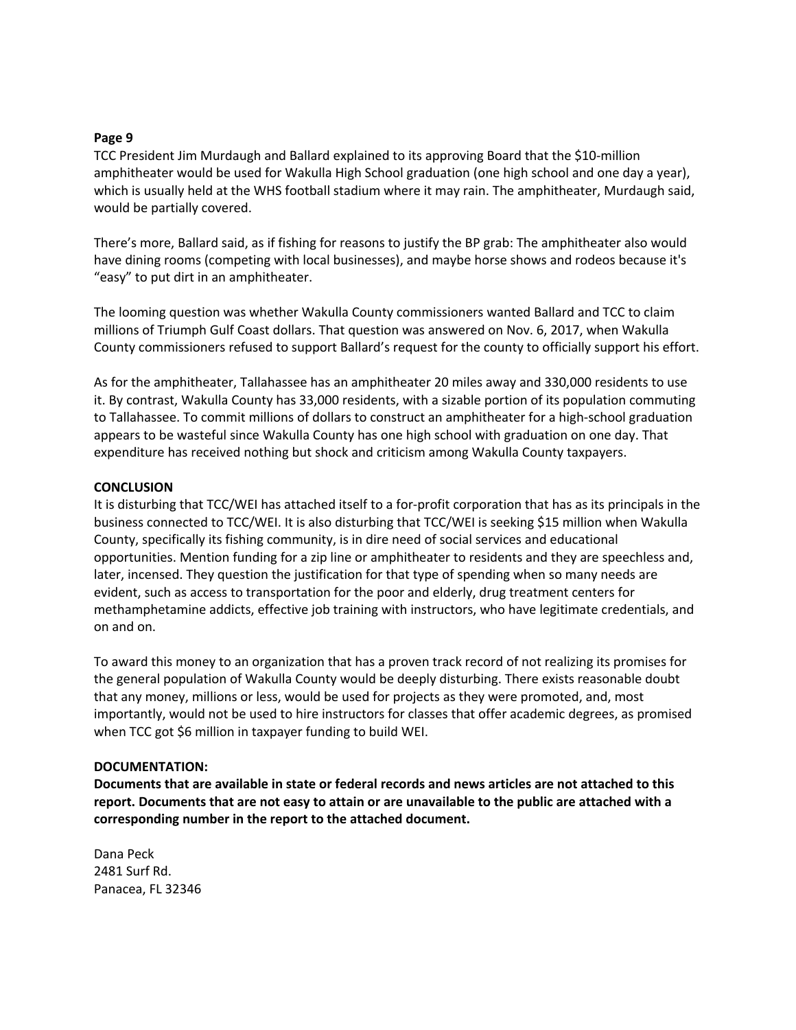**Page 9**

TCC President Jim Murdaugh and Ballard explained to its approving Board that the $10-million amphitheater would be used for Wakulla High School graduation (one high school and one day a year), which is usually held at the WHS football stadium where it may rain. The amphitheater, Murdaugh said, would be partially covered.

There's more, Ballard said, as if fishing for reasons to justify the BP grab: The amphitheater also would have dining rooms (competing with local businesses), and maybe horse shows and rodeos because it's "easy" to put dirt in an amphitheater.

The looming question was whether Wakulla County commissioners wanted Ballard and TCC to claim millions of Triumph Gulf Coast dollars. That question was answered on Nov. 6, 2017, when Wakulla County commissioners refused to support Ballard's request for the county to officially support his effort.

As for the amphitheater, Tallahassee has an amphitheater 20 miles away and 330,000 residents to use it. By contrast, Wakulla County has 33,000 residents, with a sizable portion of its population commuting to Tallahassee. To commit millions of dollars to construct an amphitheater for a high-school graduation appears to be wasteful since Wakulla County has one high school with graduation on one day. That expenditure has received nothing but shock and criticism among Wakulla County taxpayers.

**CONCLUSION**

It is disturbing that TCC/WEI has attached itself to a for-profit corporation that has as its principals in the business connected to TCC/WEI. It is also disturbing that TCC/WEI is seeking $15 million when Wakulla County, specifically its fishing community, is in dire need of social services and educational opportunities. Mention funding for a zip line or amphitheater to residents and they are speechless and, later, incensed. They question the justification for that type of spending when so many needs are evident, such as access to transportation for the poor and elderly, drug treatment centers for methamphetamine addicts, effective job training with instructors, who have legitimate credentials, and on and on.

To award this money to an organization that has a proven track record of not realizing its promises for the general population of Wakulla County would be deeply disturbing. There exists reasonable doubt that any money, millions or less, would be used for projects as they were promoted, and, most importantly, would not be used to hire instructors for classes that offer academic degrees, as promised when TCC got $6 million in taxpayer funding to build WEI.

**DOCUMENTATION:**

**Documents that are available in state or federal records and news articles are not attached to this report. Documents that are not easy to attain or are unavailable to the public are attached with a corresponding number in the report to the attached document.**

Dana Peck
2481 Surf Rd.
Panacea, FL 32346